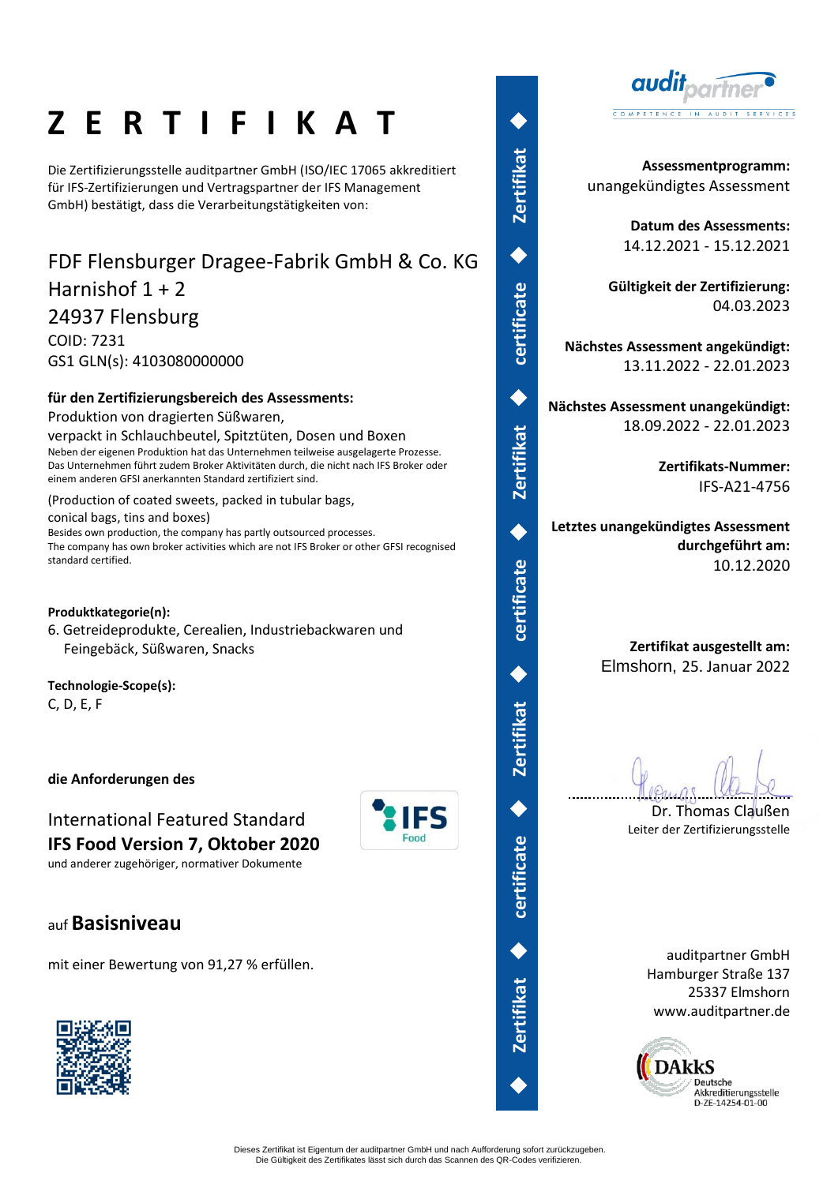# Z E R T I F I K A T

Die Zertifizierungsstelle auditpartner GmbH (ISO/IEC 17065 akkreditiert für IFS-Zertifizierungen und Vertragspartner der IFS Management GmbH) bestätigt, dass die Verarbeitungstätigkeiten von:

## FDF Flensburger Dragee-Fabrik GmbH & Co. KG
## Harnishof 1 + 2
## 24937 Flensburg

COID: 7231
GS1 GLN(s): 4103080000000

**für den Zertifizierungsbereich des Assessments:**
Produktion von dragierten Süßwaren,
verpackt in Schlauchbeutel, Spitztüten, Dosen und Boxen
Neben der eigenen Produktion hat das Unternehmen teilweise ausgelagerte Prozesse.
Das Unternehmen führt zudem Broker Aktivitäten durch, die nicht nach IFS Broker oder einem anderen GFSI anerkannten Standard zertifiziert sind.

(Production of coated sweets, packed in tubular bags,
conical bags, tins and boxes)
Besides own production, the company has partly outsourced processes.
The company has own broker activities which are not IFS Broker or other GFSI recognised standard certified.

**Produktkategorie(n):**
6. Getreideprodukte, Cerealien, Industriebackwaren und Feingebäck, Süßwaren, Snacks

**Technologie-Scope(s):**
C, D, E, F

**die Anforderungen des**

International Featured Standard
**IFS Food Version 7, Oktober 2020**
und anderer zugehöriger, normativer Dokumente

auf **Basisniveau**

mit einer Bewertung von 91,27 % erfüllen.

**Assessmentprogramm:**
unangekündigtes Assessment

**Datum des Assessments:**
14.12.2021 - 15.12.2021

**Gültigkeit der Zertifizierung:**
04.03.2023

**Nächstes Assessment angekündigt:**
13.11.2022 - 22.01.2023

**Nächstes Assessment unangekündigt:**
18.09.2022 - 22.01.2023

**Zertifikats-Nummer:**
IFS-A21-4756

**Letztes unangekündigtes Assessment durchgeführt am:**
10.12.2020

**Zertifikat ausgestellt am:**
Elmshorn, 25. Januar 2022

Dr. Thomas Claußen
Leiter der Zertifizierungsstelle

auditpartner GmbH
Hamburger Straße 137
25337 Elmshorn
www.auditpartner.de

DAkkS Deutsche Akkreditierungsstelle D-ZE-14254-01-00

Dieses Zertifikat ist Eigentum der auditpartner GmbH und nach Aufforderung sofort zurückzugeben.
Die Gültigkeit des Zertifikates lässt sich durch das Scannen des QR-Codes verifizieren.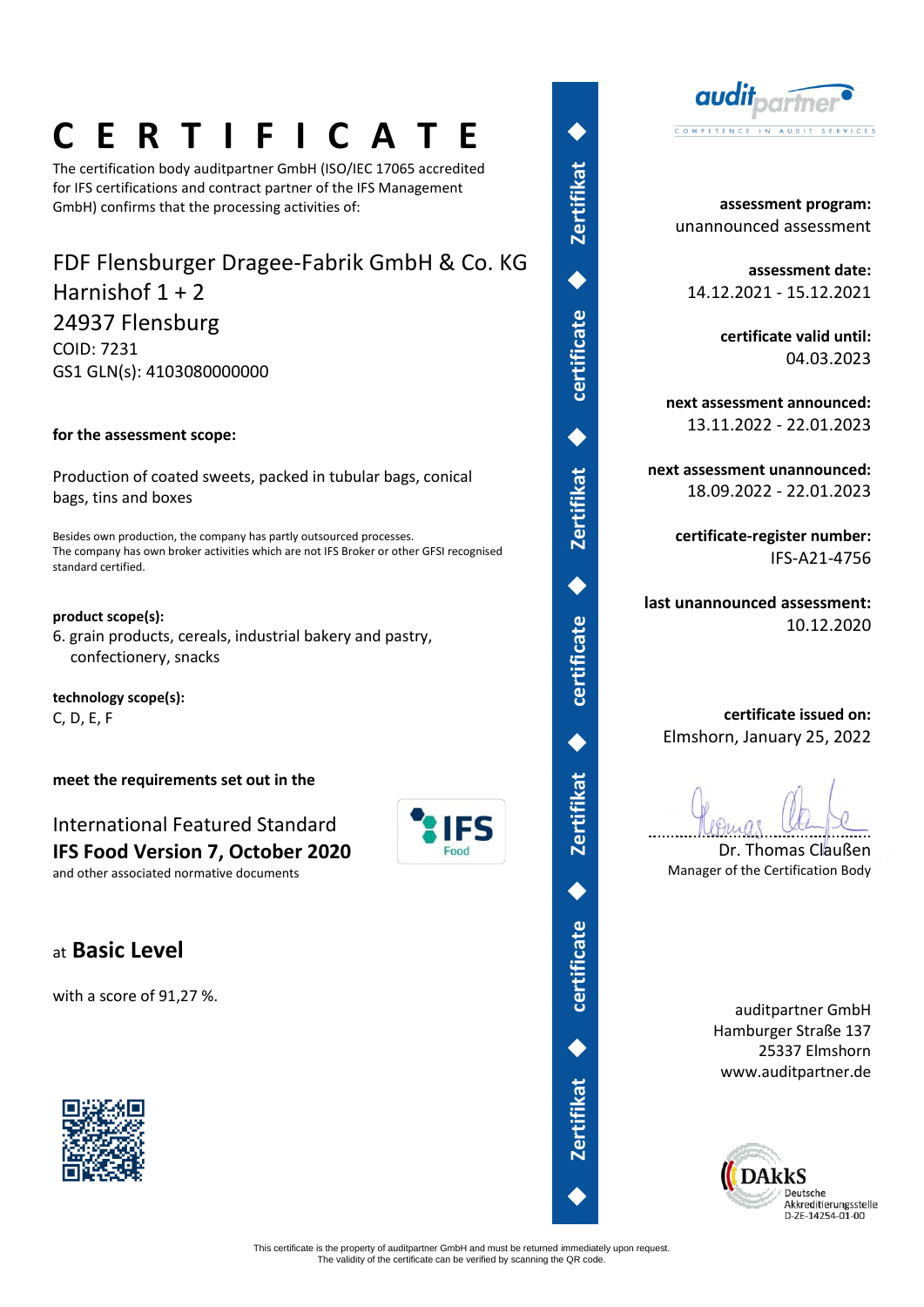# C E R T I F I C A T E

The certification body auditpartner GmbH (ISO/IEC 17065 accredited for IFS certifications and contract partner of the IFS Management GmbH) confirms that the processing activities of:

FDF Flensburger Dragee-Fabrik GmbH & Co. KG
Harnishof 1 + 2
24937 Flensburg
COID: 7231
GS1 GLN(s): 4103080000000

**for the assessment scope:**

Production of coated sweets, packed in tubular bags, conical bags, tins and boxes

Besides own production, the company has partly outsourced processes.
The company has own broker activities which are not IFS Broker or other GFSI recognised standard certified.

**product scope(s):**
6. grain products, cereals, industrial bakery and pastry, confectionery, snacks

**technology scope(s):**
C, D, E, F

**meet the requirements set out in the**

International Featured Standard
**IFS Food Version 7, October 2020**
and other associated normative documents

IFS Food

at **Basic Level**

with a score of 91,27 %.

Zertifikat ◆ certificate ◆ Zertifikat ◆ certificate ◆ Zertifikat ◆ certificate ◆ Zertifikat

auditpartner
COMPETENCE IN AUDIT SERVICES

**assessment program:**
unannounced assessment

**assessment date:**
14.12.2021 - 15.12.2021

**certificate valid until:**
04.03.2023

**next assessment announced:**
13.11.2022 - 22.01.2023

**next assessment unannounced:**
18.09.2022 - 22.01.2023

**certificate-register number:**
IFS-A21-4756

**last unannounced assessment:**
10.12.2020

**certificate issued on:**
Elmshorn, January 25, 2022

Dr. Thomas Claußen
Manager of the Certification Body

auditpartner GmbH
Hamburger Straße 137
25337 Elmshorn
www.auditpartner.de

DAkkS
Deutsche Akkreditierungsstelle
D-ZE-14254-01-00

This certificate is the property of auditpartner GmbH and must be returned immediately upon request.
The validity of the certificate can be verified by scanning the QR code.